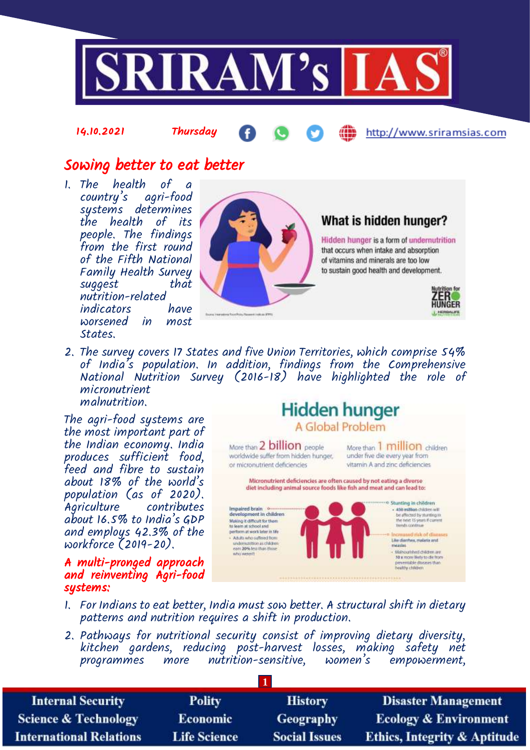14.10.2021 Thursday http://www.sriramsias.com

# Sowing better to eat better

1. The health of a country's agri-food systems determines the health of its people. The findings from the first round of the Fifth National Family Health Survey suggest that nutrition-related indicators have worsened in most States.

**What is hidden hunger?**

Hidden hunger is a form of undernutrition that occurs when intake and absorption of vitamins and minerals are too low to sustain good health and development.

2. The survey covers 17 States and five Union Territories, which comprise 54% of India's population. In addition, findings from the Comprehensive National Nutrition Survey (2016-18) have highlighted the role of micronutrient malnutrition.

The agri-food systems are the most important part of the Indian economy. India produces sufficient food, feed and fibre to sustain about 18% of the world's population (as of 2020). Agriculture contributes about 16.5% to India's GDP and employs 42.3% of the workforce (2019-20).

**Hidden hunger – A Global Problem**

More than 2 billion people worldwide suffer from hidden hunger, or micronutrient deficiencies

More than 1 million children under five die every year from vitamin A and zinc deficiencies

Micronutrient deficiencies are often caused by not eating a diverse diet including animal source foods like fish and meat and can lead to:

- Impaired brain development in children: Making it difficult for them to learn at school and perform at work later in life
  - Adults who suffered from undernutrition as children earn 20% less than those who weren't
- Stunting in children
  - 450 million children will be affected by stunting in the next 15 years if current trends continue
- Increased risk of diseases: Like diarrhea, malaria and measles
  - Malnourished children are 10 x more likely to die from preventable diseases than healthy children

## A multi-pronged approach and reinventing Agri-food systems:

1. For Indians to eat better, India must sow better. A structural shift in dietary patterns and nutrition requires a shift in production.
2. Pathways for nutritional security consist of improving dietary diversity, kitchen gardens, reducing post-harvest losses, making safety net programmes more nutrition-sensitive, women's empowerment,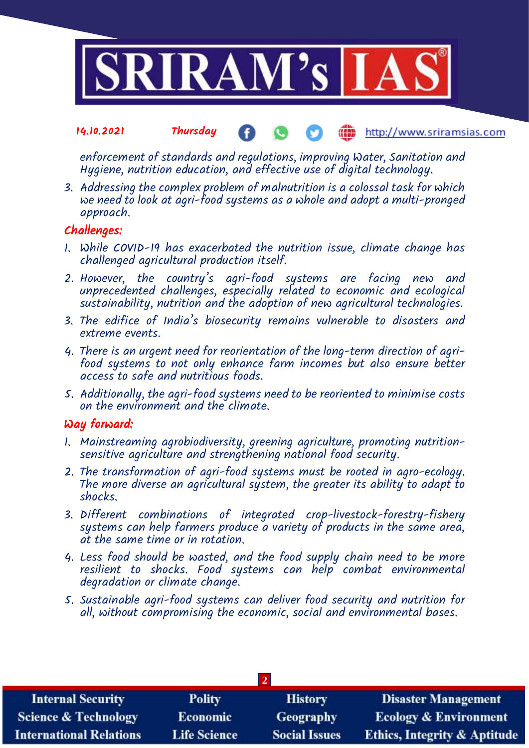enforcement of standards and regulations, improving Water, Sanitation and Hygiene, nutrition education, and effective use of digital technology.

3. Addressing the complex problem of malnutrition is a colossal task for which we need to look at agri-food systems as a whole and adopt a multi-pronged approach.

## Challenges:

1. While COVID-19 has exacerbated the nutrition issue, climate change has challenged agricultural production itself.
2. However, the country's agri-food systems are facing new and unprecedented challenges, especially related to economic and ecological sustainability, nutrition and the adoption of new agricultural technologies.
3. The edifice of India's biosecurity remains vulnerable to disasters and extreme events.
4. There is an urgent need for reorientation of the long-term direction of agri-food systems to not only enhance farm incomes but also ensure better access to safe and nutritious foods.
5. Additionally, the agri-food systems need to be reoriented to minimise costs on the environment and the climate.

## Way forward:

1. Mainstreaming agrobiodiversity, greening agriculture, promoting nutrition-sensitive agriculture and strengthening national food security.
2. The transformation of agri-food systems must be rooted in agro-ecology. The more diverse an agricultural system, the greater its ability to adapt to shocks.
3. Different combinations of integrated crop-livestock-forestry-fishery systems can help farmers produce a variety of products in the same area, at the same time or in rotation.
4. Less food should be wasted, and the food supply chain need to be more resilient to shocks. Food systems can help combat environmental degradation or climate change.
5. Sustainable agri-food systems can deliver food security and nutrition for all, without compromising the economic, social and environmental bases.